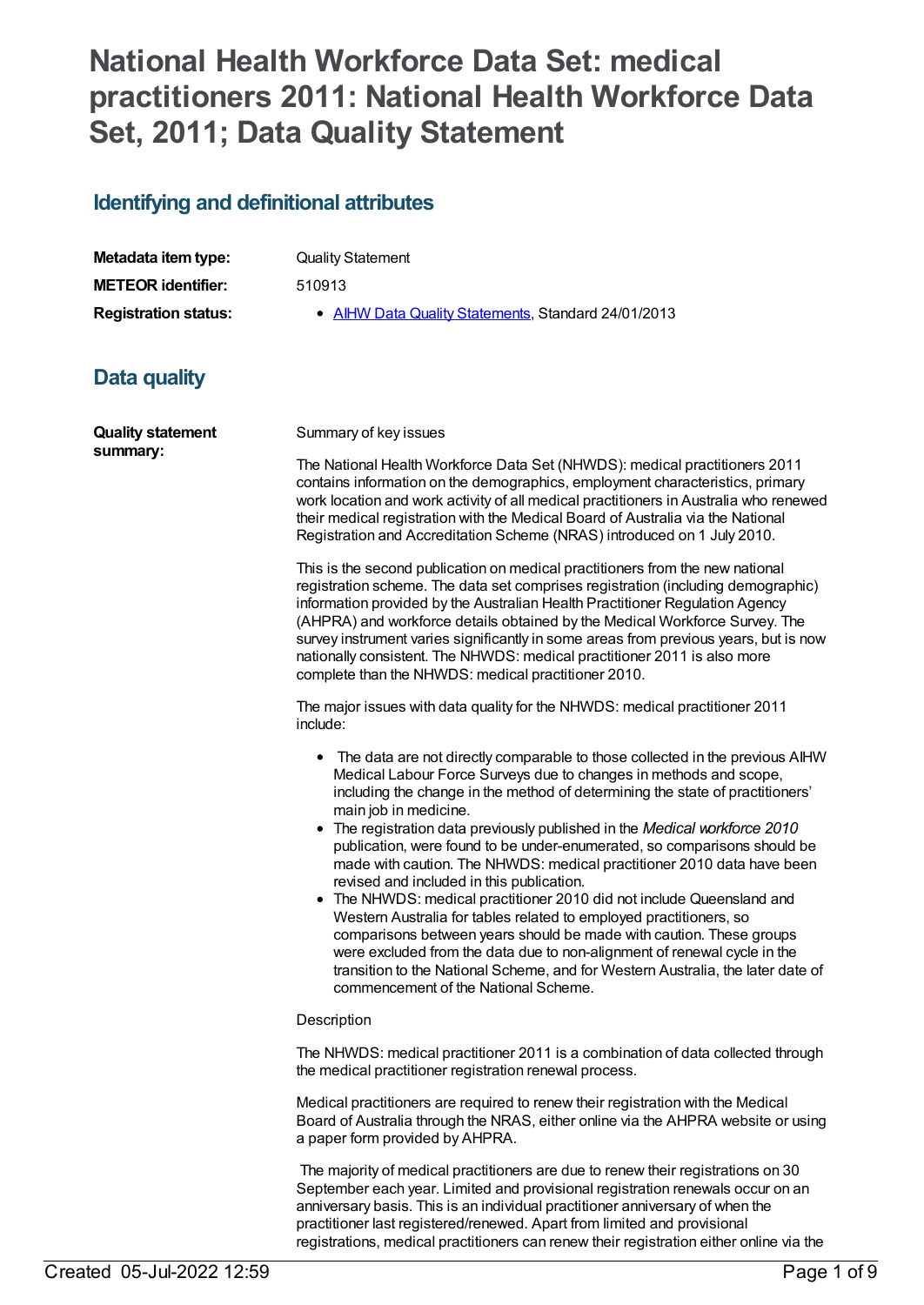# National Health Workforce Data Set: medical practitioners 2011: National Health Workforce Data Set, 2011; Data Quality Statement

## Identifying and definitional attributes

| | |
|---|---|
| **Metadata item type:** | Quality Statement |
| **METEOR identifier:** | 510913 |
| **Registration status:** | • AIHW Data Quality Statements, Standard 24/01/2013 |

## Data quality

**Quality statement summary:**

Summary of key issues

The National Health Workforce Data Set (NHWDS): medical practitioners 2011 contains information on the demographics, employment characteristics, primary work location and work activity of all medical practitioners in Australia who renewed their medical registration with the Medical Board of Australia via the National Registration and Accreditation Scheme (NRAS) introduced on 1 July 2010.

This is the second publication on medical practitioners from the new national registration scheme. The data set comprises registration (including demographic) information provided by the Australian Health Practitioner Regulation Agency (AHPRA) and workforce details obtained by the Medical Workforce Survey. The survey instrument varies significantly in some areas from previous years, but is now nationally consistent. The NHWDS: medical practitioner 2011 is also more complete than the NHWDS: medical practitioner 2010.

The major issues with data quality for the NHWDS: medical practitioner 2011 include:

- The data are not directly comparable to those collected in the previous AIHW Medical Labour Force Surveys due to changes in methods and scope, including the change in the method of determining the state of practitioners' main job in medicine.
- The registration data previously published in the *Medical workforce 2010* publication, were found to be under-enumerated, so comparisons should be made with caution. The NHWDS: medical practitioner 2010 data have been revised and included in this publication.
- The NHWDS: medical practitioner 2010 did not include Queensland and Western Australia for tables related to employed practitioners, so comparisons between years should be made with caution. These groups were excluded from the data due to non-alignment of renewal cycle in the transition to the National Scheme, and for Western Australia, the later date of commencement of the National Scheme.

Description

The NHWDS: medical practitioner 2011 is a combination of data collected through the medical practitioner registration renewal process.

Medical practitioners are required to renew their registration with the Medical Board of Australia through the NRAS, either online via the AHPRA website or using a paper form provided by AHPRA.

The majority of medical practitioners are due to renew their registrations on 30 September each year. Limited and provisional registration renewals occur on an anniversary basis. This is an individual practitioner anniversary of when the practitioner last registered/renewed. Apart from limited and provisional registrations, medical practitioners can renew their registration either online via the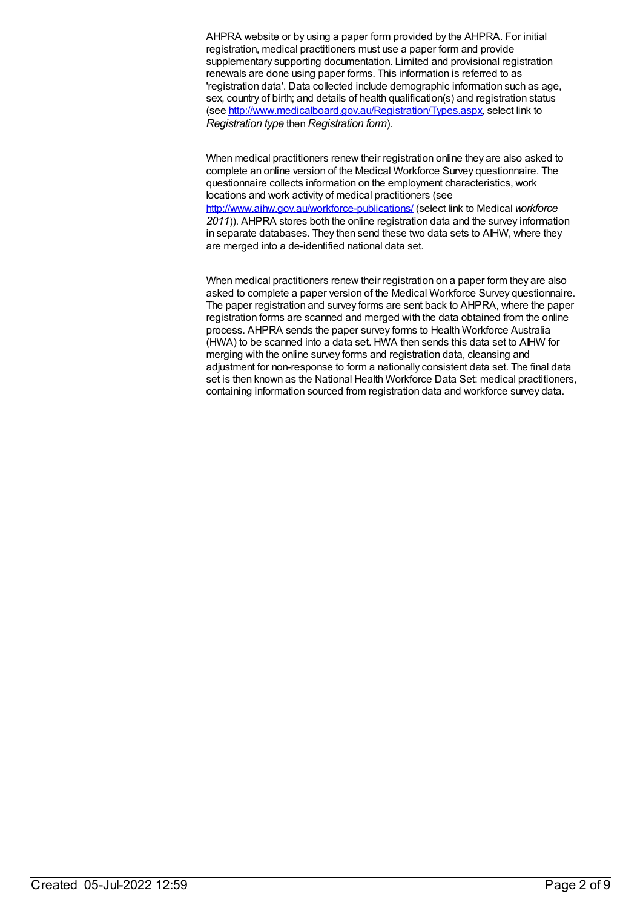AHPRA website or by using a paper form provided by the AHPRA. For initial registration, medical practitioners must use a paper form and provide supplementary supporting documentation. Limited and provisional registration renewals are done using paper forms. This information is referred to as 'registration data'. Data collected include demographic information such as age, sex, country of birth; and details of health qualification(s) and registration status (see [http://www.medicalboard.gov.au/Registration/Types.aspx](http://www.medicalboard.gov.au/Registration/Types.aspx), select link to *Registration type* then *Registration form*).

When medical practitioners renew their registration online they are also asked to complete an online version of the Medical Workforce Survey questionnaire. The questionnaire collects information on the employment characteristics, work locations and work activity of medical practitioners (see [http://www.aihw.gov.au/workforce-publications/](http://www.aihw.gov.au/workforce-publications/) (select link to Medical *workforce 2011*)). AHPRA stores both the online registration data and the survey information in separate databases. They then send these two data sets to AIHW, where they are merged into a de-identified national data set.

When medical practitioners renew their registration on a paper form they are also asked to complete a paper version of the Medical Workforce Survey questionnaire. The paper registration and survey forms are sent back to AHPRA, where the paper registration forms are scanned and merged with the data obtained from the online process. AHPRA sends the paper survey forms to Health Workforce Australia (HWA) to be scanned into a data set. HWA then sends this data set to AIHW for merging with the online survey forms and registration data, cleansing and adjustment for non-response to form a nationally consistent data set. The final data set is then known as the National Health Workforce Data Set: medical practitioners, containing information sourced from registration data and workforce survey data.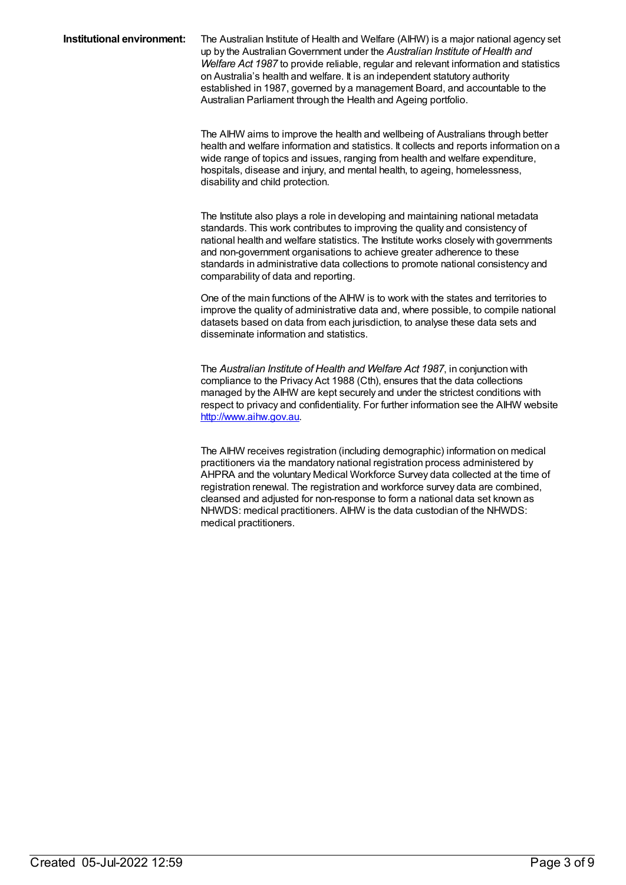**Institutional environment:**

The Australian Institute of Health and Welfare (AIHW) is a major national agency set up by the Australian Government under the *Australian Institute of Health and Welfare Act 1987* to provide reliable, regular and relevant information and statistics on Australia's health and welfare. It is an independent statutory authority established in 1987, governed by a management Board, and accountable to the Australian Parliament through the Health and Ageing portfolio.

The AIHW aims to improve the health and wellbeing of Australians through better health and welfare information and statistics. It collects and reports information on a wide range of topics and issues, ranging from health and welfare expenditure, hospitals, disease and injury, and mental health, to ageing, homelessness, disability and child protection.

The Institute also plays a role in developing and maintaining national metadata standards. This work contributes to improving the quality and consistency of national health and welfare statistics. The Institute works closely with governments and non-government organisations to achieve greater adherence to these standards in administrative data collections to promote national consistency and comparability of data and reporting.

One of the main functions of the AIHW is to work with the states and territories to improve the quality of administrative data and, where possible, to compile national datasets based on data from each jurisdiction, to analyse these data sets and disseminate information and statistics.

The *Australian Institute of Health and Welfare Act 1987*, in conjunction with compliance to the Privacy Act 1988 (Cth), ensures that the data collections managed by the AIHW are kept securely and under the strictest conditions with respect to privacy and confidentiality. For further information see the AIHW website [http://www.aihw.gov.au](http://www.aihw.gov.au).

The AIHW receives registration (including demographic) information on medical practitioners via the mandatory national registration process administered by AHPRA and the voluntary Medical Workforce Survey data collected at the time of registration renewal. The registration and workforce survey data are combined, cleansed and adjusted for non-response to form a national data set known as NHWDS: medical practitioners. AIHW is the data custodian of the NHWDS: medical practitioners.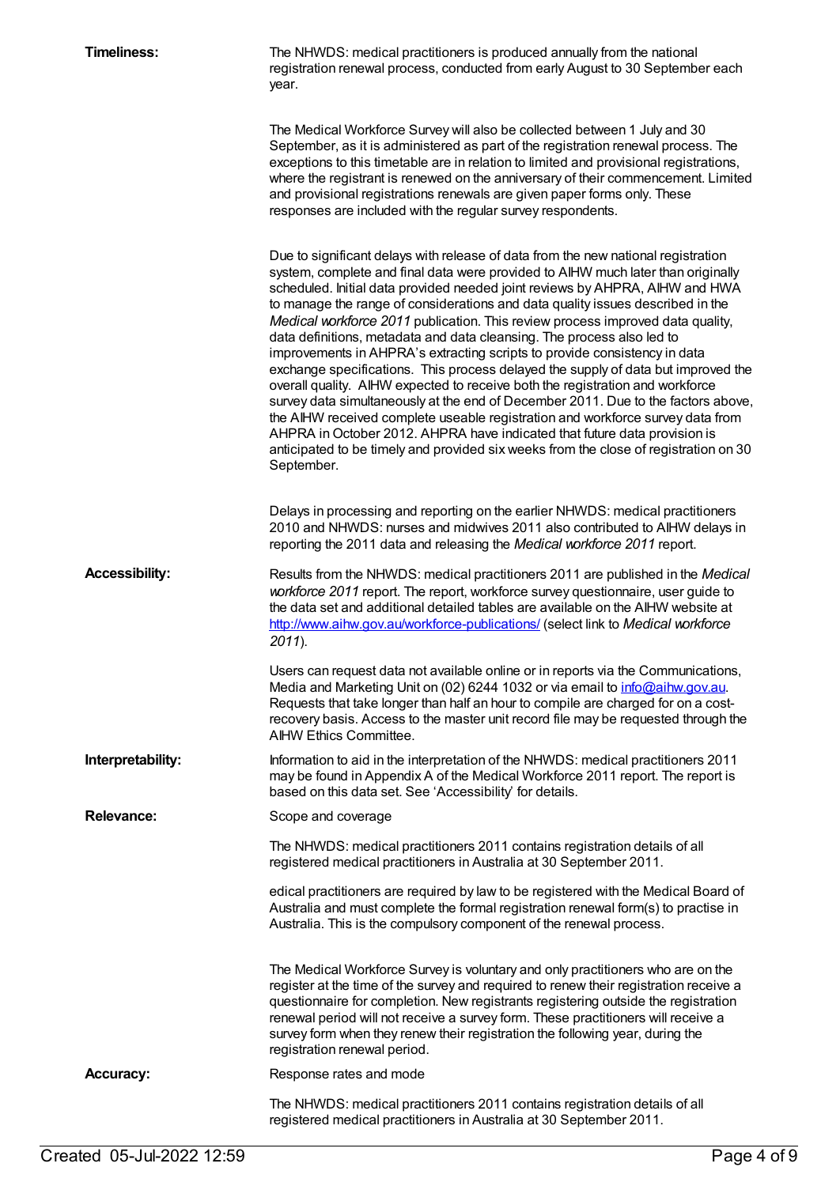**Timeliness:**

The NHWDS: medical practitioners is produced annually from the national registration renewal process, conducted from early August to 30 September each year.

The Medical Workforce Survey will also be collected between 1 July and 30 September, as it is administered as part of the registration renewal process. The exceptions to this timetable are in relation to limited and provisional registrations, where the registrant is renewed on the anniversary of their commencement. Limited and provisional registrations renewals are given paper forms only. These responses are included with the regular survey respondents.

Due to significant delays with release of data from the new national registration system, complete and final data were provided to AIHW much later than originally scheduled. Initial data provided needed joint reviews by AHPRA, AIHW and HWA to manage the range of considerations and data quality issues described in the *Medical workforce 2011* publication. This review process improved data quality, data definitions, metadata and data cleansing. The process also led to improvements in AHPRA's extracting scripts to provide consistency in data exchange specifications. This process delayed the supply of data but improved the overall quality. AIHW expected to receive both the registration and workforce survey data simultaneously at the end of December 2011. Due to the factors above, the AIHW received complete useable registration and workforce survey data from AHPRA in October 2012. AHPRA have indicated that future data provision is anticipated to be timely and provided six weeks from the close of registration on 30 September.

Delays in processing and reporting on the earlier NHWDS: medical practitioners 2010 and NHWDS: nurses and midwives 2011 also contributed to AIHW delays in reporting the 2011 data and releasing the *Medical workforce 2011* report.

**Accessibility:**

Results from the NHWDS: medical practitioners 2011 are published in the *Medical workforce 2011* report. The report, workforce survey questionnaire, user guide to the data set and additional detailed tables are available on the AIHW website at http://www.aihw.gov.au/workforce-publications/ (select link to *Medical workforce 2011*).

Users can request data not available online or in reports via the Communications, Media and Marketing Unit on (02) 6244 1032 or via email to info@aihw.gov.au. Requests that take longer than half an hour to compile are charged for on a cost-recovery basis. Access to the master unit record file may be requested through the AIHW Ethics Committee.

**Interpretability:**

Information to aid in the interpretation of the NHWDS: medical practitioners 2011 may be found in Appendix A of the Medical Workforce 2011 report. The report is based on this data set. See 'Accessibility' for details.

**Relevance:**

Scope and coverage

The NHWDS: medical practitioners 2011 contains registration details of all registered medical practitioners in Australia at 30 September 2011.

edical practitioners are required by law to be registered with the Medical Board of Australia and must complete the formal registration renewal form(s) to practise in Australia. This is the compulsory component of the renewal process.

The Medical Workforce Survey is voluntary and only practitioners who are on the register at the time of the survey and required to renew their registration receive a questionnaire for completion. New registrants registering outside the registration renewal period will not receive a survey form. These practitioners will receive a survey form when they renew their registration the following year, during the registration renewal period.

**Accuracy:**

Response rates and mode

The NHWDS: medical practitioners 2011 contains registration details of all registered medical practitioners in Australia at 30 September 2011.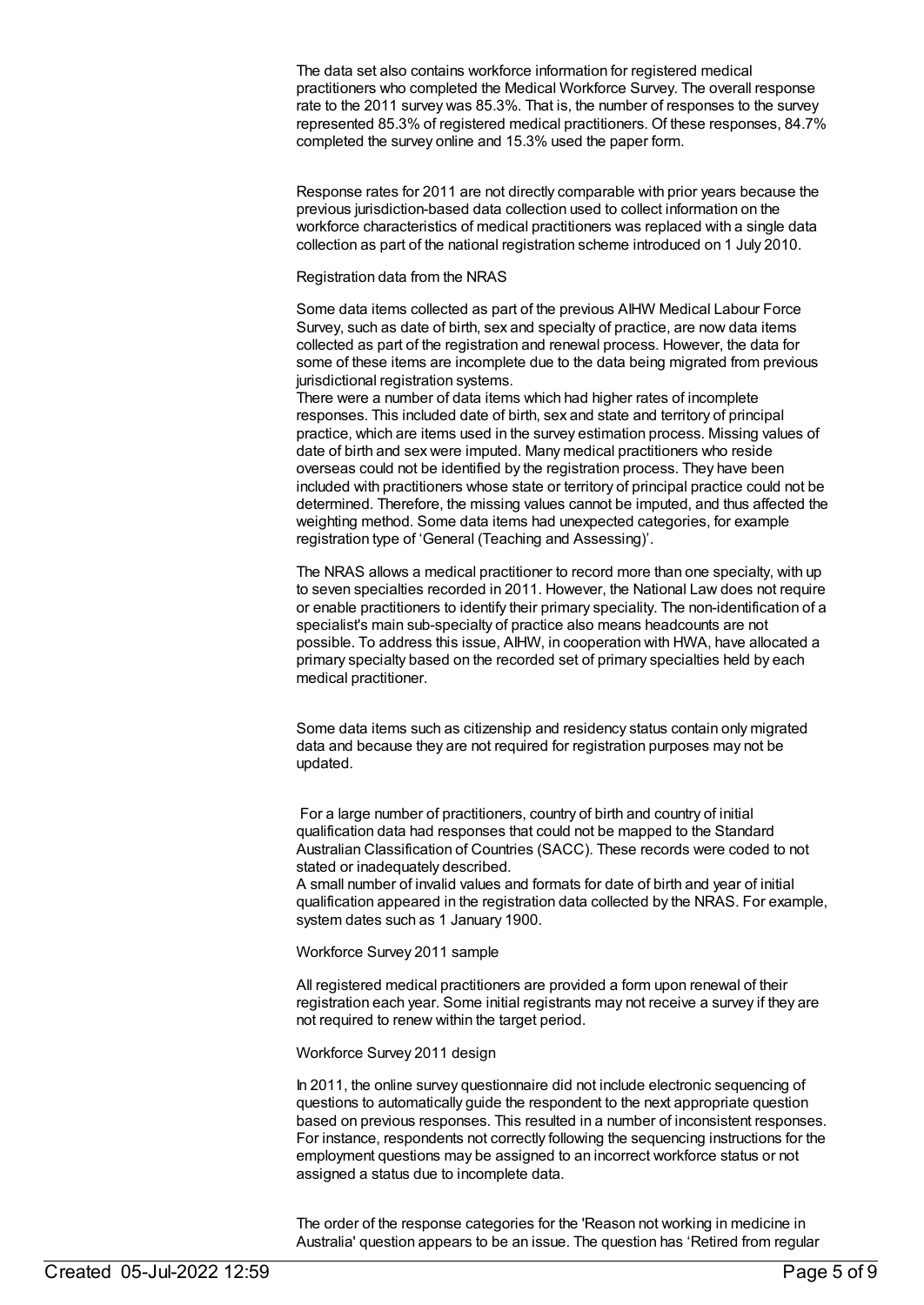The data set also contains workforce information for registered medical practitioners who completed the Medical Workforce Survey. The overall response rate to the 2011 survey was 85.3%. That is, the number of responses to the survey represented 85.3% of registered medical practitioners. Of these responses, 84.7% completed the survey online and 15.3% used the paper form.

Response rates for 2011 are not directly comparable with prior years because the previous jurisdiction-based data collection used to collect information on the workforce characteristics of medical practitioners was replaced with a single data collection as part of the national registration scheme introduced on 1 July 2010.

Registration data from the NRAS

Some data items collected as part of the previous AIHW Medical Labour Force Survey, such as date of birth, sex and specialty of practice, are now data items collected as part of the registration and renewal process. However, the data for some of these items are incomplete due to the data being migrated from previous jurisdictional registration systems.

There were a number of data items which had higher rates of incomplete responses. This included date of birth, sex and state and territory of principal practice, which are items used in the survey estimation process. Missing values of date of birth and sex were imputed. Many medical practitioners who reside overseas could not be identified by the registration process. They have been included with practitioners whose state or territory of principal practice could not be determined. Therefore, the missing values cannot be imputed, and thus affected the weighting method. Some data items had unexpected categories, for example registration type of 'General (Teaching and Assessing)'.

The NRAS allows a medical practitioner to record more than one specialty, with up to seven specialties recorded in 2011. However, the National Law does not require or enable practitioners to identify their primary speciality. The non-identification of a specialist's main sub-specialty of practice also means headcounts are not possible. To address this issue, AIHW, in cooperation with HWA, have allocated a primary specialty based on the recorded set of primary specialties held by each medical practitioner.

Some data items such as citizenship and residency status contain only migrated data and because they are not required for registration purposes may not be updated.

For a large number of practitioners, country of birth and country of initial qualification data had responses that could not be mapped to the Standard Australian Classification of Countries (SACC). These records were coded to not stated or inadequately described.

A small number of invalid values and formats for date of birth and year of initial qualification appeared in the registration data collected by the NRAS. For example, system dates such as 1 January 1900.

Workforce Survey 2011 sample

All registered medical practitioners are provided a form upon renewal of their registration each year. Some initial registrants may not receive a survey if they are not required to renew within the target period.

Workforce Survey 2011 design

In 2011, the online survey questionnaire did not include electronic sequencing of questions to automatically guide the respondent to the next appropriate question based on previous responses. This resulted in a number of inconsistent responses. For instance, respondents not correctly following the sequencing instructions for the employment questions may be assigned to an incorrect workforce status or not assigned a status due to incomplete data.

The order of the response categories for the 'Reason not working in medicine in Australia' question appears to be an issue. The question has 'Retired from regular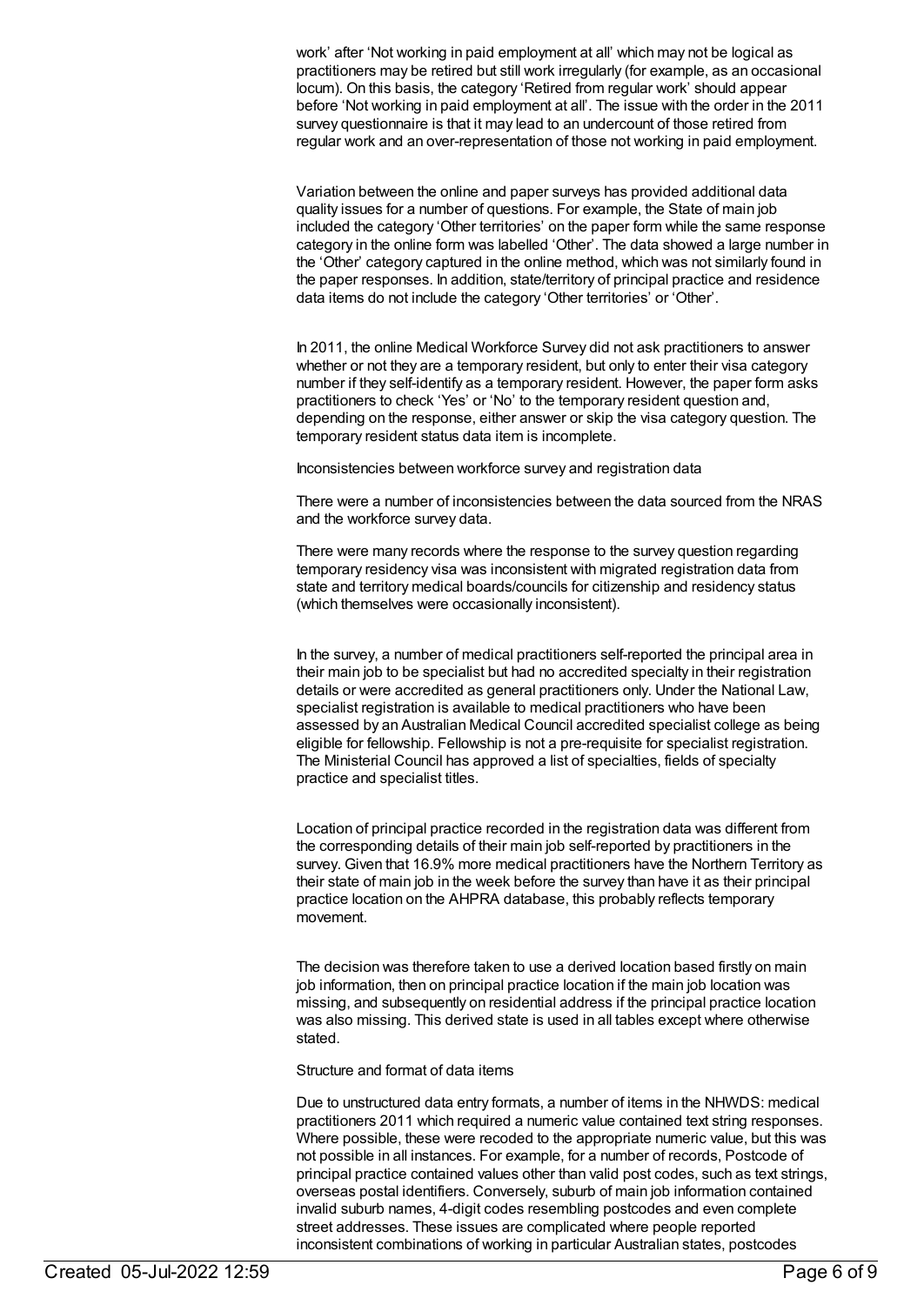work' after 'Not working in paid employment at all' which may not be logical as practitioners may be retired but still work irregularly (for example, as an occasional locum). On this basis, the category 'Retired from regular work' should appear before 'Not working in paid employment at all'. The issue with the order in the 2011 survey questionnaire is that it may lead to an undercount of those retired from regular work and an over-representation of those not working in paid employment.

Variation between the online and paper surveys has provided additional data quality issues for a number of questions. For example, the State of main job included the category 'Other territories' on the paper form while the same response category in the online form was labelled 'Other'. The data showed a large number in the 'Other' category captured in the online method, which was not similarly found in the paper responses. In addition, state/territory of principal practice and residence data items do not include the category 'Other territories' or 'Other'.

In 2011, the online Medical Workforce Survey did not ask practitioners to answer whether or not they are a temporary resident, but only to enter their visa category number if they self-identify as a temporary resident. However, the paper form asks practitioners to check 'Yes' or 'No' to the temporary resident question and, depending on the response, either answer or skip the visa category question. The temporary resident status data item is incomplete.

Inconsistencies between workforce survey and registration data

There were a number of inconsistencies between the data sourced from the NRAS and the workforce survey data.

There were many records where the response to the survey question regarding temporary residency visa was inconsistent with migrated registration data from state and territory medical boards/councils for citizenship and residency status (which themselves were occasionally inconsistent).

In the survey, a number of medical practitioners self-reported the principal area in their main job to be specialist but had no accredited specialty in their registration details or were accredited as general practitioners only. Under the National Law, specialist registration is available to medical practitioners who have been assessed by an Australian Medical Council accredited specialist college as being eligible for fellowship. Fellowship is not a pre-requisite for specialist registration. The Ministerial Council has approved a list of specialties, fields of specialty practice and specialist titles.

Location of principal practice recorded in the registration data was different from the corresponding details of their main job self-reported by practitioners in the survey. Given that 16.9% more medical practitioners have the Northern Territory as their state of main job in the week before the survey than have it as their principal practice location on the AHPRA database, this probably reflects temporary movement.

The decision was therefore taken to use a derived location based firstly on main job information, then on principal practice location if the main job location was missing, and subsequently on residential address if the principal practice location was also missing. This derived state is used in all tables except where otherwise stated.

Structure and format of data items

Due to unstructured data entry formats, a number of items in the NHWDS: medical practitioners 2011 which required a numeric value contained text string responses. Where possible, these were recoded to the appropriate numeric value, but this was not possible in all instances. For example, for a number of records, Postcode of principal practice contained values other than valid post codes, such as text strings, overseas postal identifiers. Conversely, suburb of main job information contained invalid suburb names, 4-digit codes resembling postcodes and even complete street addresses. These issues are complicated where people reported inconsistent combinations of working in particular Australian states, postcodes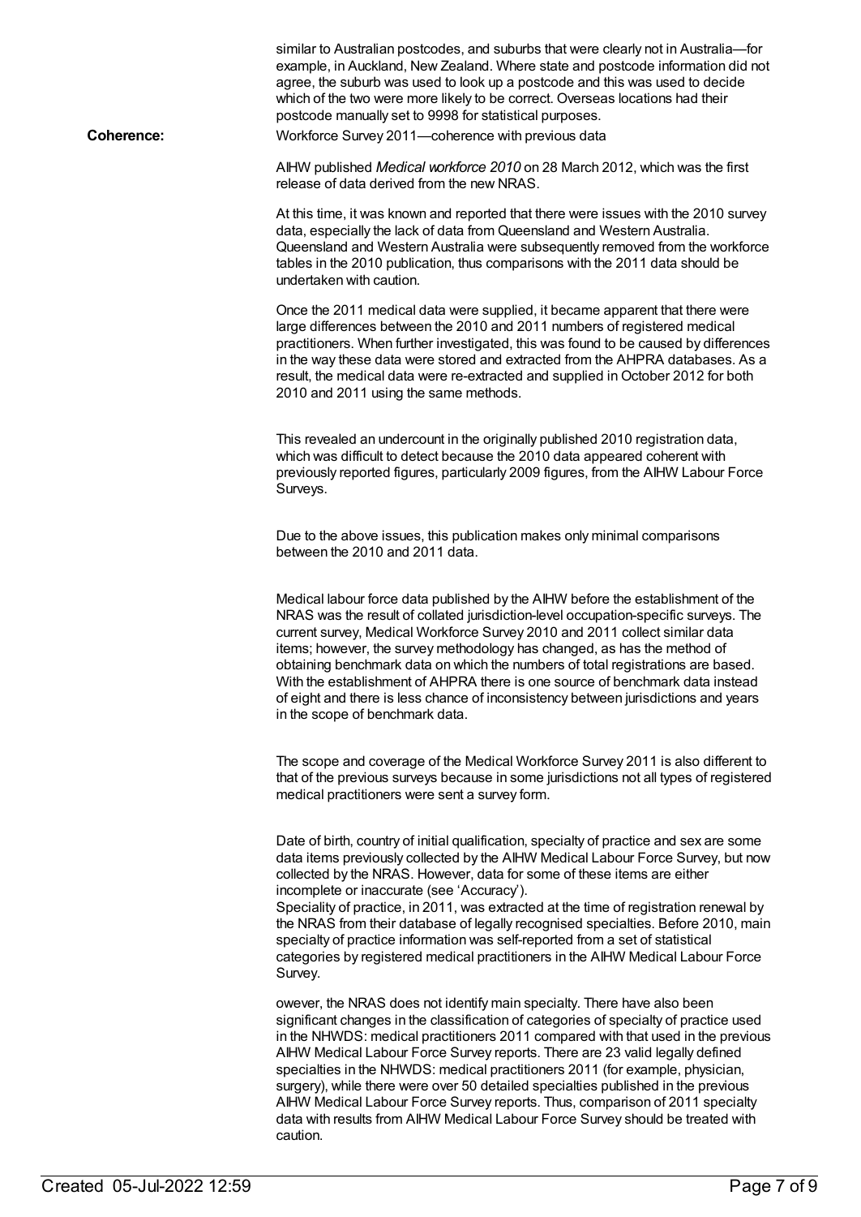similar to Australian postcodes, and suburbs that were clearly not in Australia—for example, in Auckland, New Zealand. Where state and postcode information did not agree, the suburb was used to look up a postcode and this was used to decide which of the two were more likely to be correct. Overseas locations had their postcode manually set to 9998 for statistical purposes.

**Coherence:**

Workforce Survey 2011—coherence with previous data

AIHW published *Medical workforce 2010* on 28 March 2012, which was the first release of data derived from the new NRAS.

At this time, it was known and reported that there were issues with the 2010 survey data, especially the lack of data from Queensland and Western Australia. Queensland and Western Australia were subsequently removed from the workforce tables in the 2010 publication, thus comparisons with the 2011 data should be undertaken with caution.

Once the 2011 medical data were supplied, it became apparent that there were large differences between the 2010 and 2011 numbers of registered medical practitioners. When further investigated, this was found to be caused by differences in the way these data were stored and extracted from the AHPRA databases. As a result, the medical data were re-extracted and supplied in October 2012 for both 2010 and 2011 using the same methods.

This revealed an undercount in the originally published 2010 registration data, which was difficult to detect because the 2010 data appeared coherent with previously reported figures, particularly 2009 figures, from the AIHW Labour Force Surveys.

Due to the above issues, this publication makes only minimal comparisons between the 2010 and 2011 data.

Medical labour force data published by the AIHW before the establishment of the NRAS was the result of collated jurisdiction-level occupation-specific surveys. The current survey, Medical Workforce Survey 2010 and 2011 collect similar data items; however, the survey methodology has changed, as has the method of obtaining benchmark data on which the numbers of total registrations are based. With the establishment of AHPRA there is one source of benchmark data instead of eight and there is less chance of inconsistency between jurisdictions and years in the scope of benchmark data.

The scope and coverage of the Medical Workforce Survey 2011 is also different to that of the previous surveys because in some jurisdictions not all types of registered medical practitioners were sent a survey form.

Date of birth, country of initial qualification, specialty of practice and sex are some data items previously collected by the AIHW Medical Labour Force Survey, but now collected by the NRAS. However, data for some of these items are either incomplete or inaccurate (see 'Accuracy').
Speciality of practice, in 2011, was extracted at the time of registration renewal by the NRAS from their database of legally recognised specialties. Before 2010, main specialty of practice information was self-reported from a set of statistical categories by registered medical practitioners in the AIHW Medical Labour Force Survey.

owever, the NRAS does not identify main specialty. There have also been significant changes in the classification of categories of specialty of practice used in the NHWDS: medical practitioners 2011 compared with that used in the previous AIHW Medical Labour Force Survey reports. There are 23 valid legally defined specialties in the NHWDS: medical practitioners 2011 (for example, physician, surgery), while there were over 50 detailed specialties published in the previous AIHW Medical Labour Force Survey reports. Thus, comparison of 2011 specialty data with results from AIHW Medical Labour Force Survey should be treated with caution.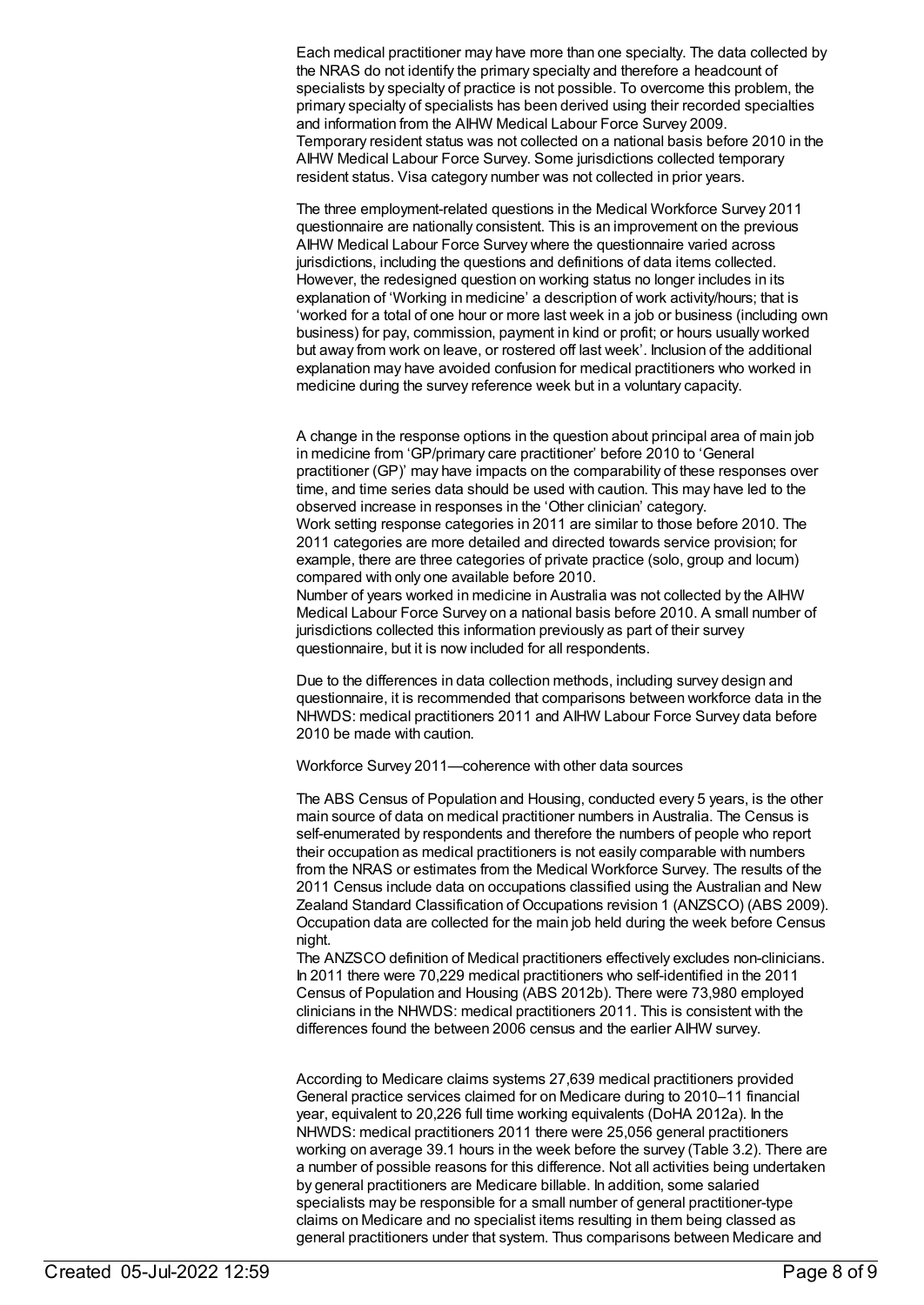Each medical practitioner may have more than one specialty. The data collected by the NRAS do not identify the primary specialty and therefore a headcount of specialists by specialty of practice is not possible. To overcome this problem, the primary specialty of specialists has been derived using their recorded specialties and information from the AIHW Medical Labour Force Survey 2009.

Temporary resident status was not collected on a national basis before 2010 in the AIHW Medical Labour Force Survey. Some jurisdictions collected temporary resident status. Visa category number was not collected in prior years.

The three employment-related questions in the Medical Workforce Survey 2011 questionnaire are nationally consistent. This is an improvement on the previous AIHW Medical Labour Force Survey where the questionnaire varied across jurisdictions, including the questions and definitions of data items collected. However, the redesigned question on working status no longer includes in its explanation of 'Working in medicine' a description of work activity/hours; that is 'worked for a total of one hour or more last week in a job or business (including own business) for pay, commission, payment in kind or profit; or hours usually worked but away from work on leave, or rostered off last week'. Inclusion of the additional explanation may have avoided confusion for medical practitioners who worked in medicine during the survey reference week but in a voluntary capacity.

A change in the response options in the question about principal area of main job in medicine from 'GP/primary care practitioner' before 2010 to 'General practitioner (GP)' may have impacts on the comparability of these responses over time, and time series data should be used with caution. This may have led to the observed increase in responses in the 'Other clinician' category.

Work setting response categories in 2011 are similar to those before 2010. The 2011 categories are more detailed and directed towards service provision; for example, there are three categories of private practice (solo, group and locum) compared with only one available before 2010.

Number of years worked in medicine in Australia was not collected by the AIHW Medical Labour Force Survey on a national basis before 2010. A small number of jurisdictions collected this information previously as part of their survey questionnaire, but it is now included for all respondents.

Due to the differences in data collection methods, including survey design and questionnaire, it is recommended that comparisons between workforce data in the NHWDS: medical practitioners 2011 and AIHW Labour Force Survey data before 2010 be made with caution.

Workforce Survey 2011—coherence with other data sources

The ABS Census of Population and Housing, conducted every 5 years, is the other main source of data on medical practitioner numbers in Australia. The Census is self-enumerated by respondents and therefore the numbers of people who report their occupation as medical practitioners is not easily comparable with numbers from the NRAS or estimates from the Medical Workforce Survey. The results of the 2011 Census include data on occupations classified using the Australian and New Zealand Standard Classification of Occupations revision 1 (ANZSCO) (ABS 2009). Occupation data are collected for the main job held during the week before Census night.

The ANZSCO definition of Medical practitioners effectively excludes non-clinicians. In 2011 there were 70,229 medical practitioners who self-identified in the 2011 Census of Population and Housing (ABS 2012b). There were 73,980 employed clinicians in the NHWDS: medical practitioners 2011. This is consistent with the differences found the between 2006 census and the earlier AIHW survey.

According to Medicare claims systems 27,639 medical practitioners provided General practice services claimed for on Medicare during to 2010–11 financial year, equivalent to 20,226 full time working equivalents (DoHA 2012a). In the NHWDS: medical practitioners 2011 there were 25,056 general practitioners working on average 39.1 hours in the week before the survey (Table 3.2). There are a number of possible reasons for this difference. Not all activities being undertaken by general practitioners are Medicare billable. In addition, some salaried specialists may be responsible for a small number of general practitioner-type claims on Medicare and no specialist items resulting in them being classed as general practitioners under that system. Thus comparisons between Medicare and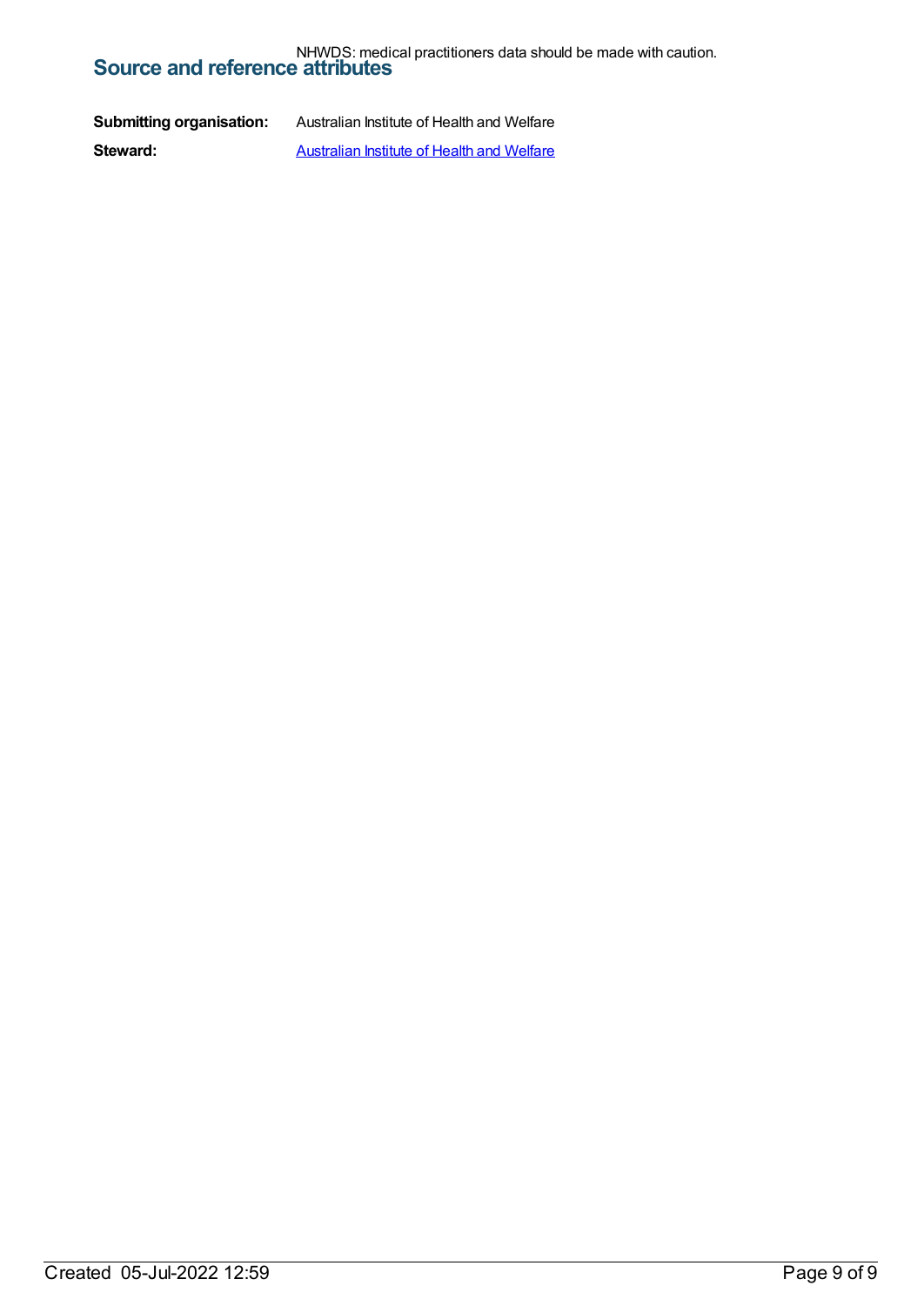NHWDS: medical practitioners data should be made with caution.

## Source and reference attributes

**Submitting organisation:** Australian Institute of Health and Welfare

**Steward:** Australian Institute of Health and Welfare